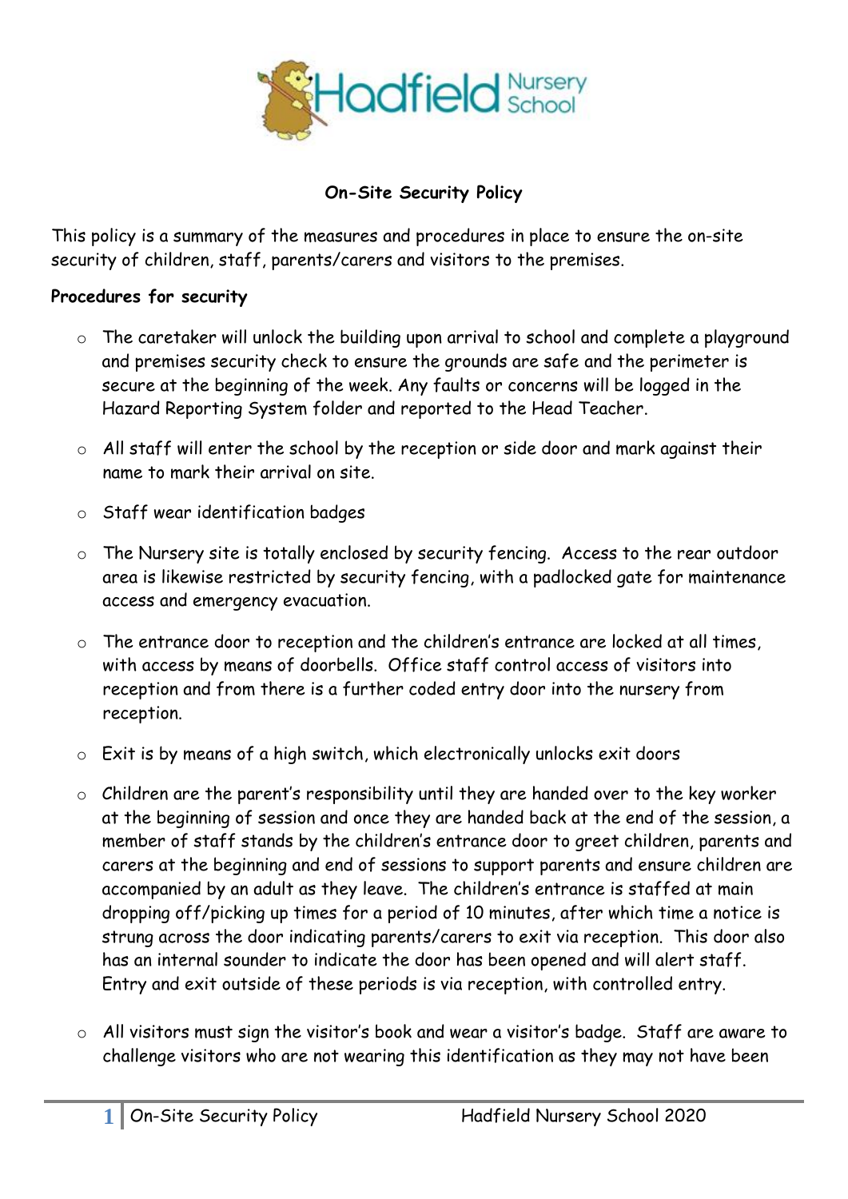**On-Site Security Policy**

This policy is a summary of the measures and procedures in place to ensure the on-site security of children, staff, parents/carers and visitors to the premises.

**Procedures for security**

- The caretaker will unlock the building upon arrival to school and complete a playground and premises security check to ensure the grounds are safe and the perimeter is secure at the beginning of the week. Any faults or concerns will be logged in the Hazard Reporting System folder and reported to the Head Teacher.
- All staff will enter the school by the reception or side door and mark against their name to mark their arrival on site.
- Staff wear identification badges
- The Nursery site is totally enclosed by security fencing. Access to the rear outdoor area is likewise restricted by security fencing, with a padlocked gate for maintenance access and emergency evacuation.
- The entrance door to reception and the children's entrance are locked at all times, with access by means of doorbells. Office staff control access of visitors into reception and from there is a further coded entry door into the nursery from reception.
- Exit is by means of a high switch, which electronically unlocks exit doors
- Children are the parent's responsibility until they are handed over to the key worker at the beginning of session and once they are handed back at the end of the session, a member of staff stands by the children's entrance door to greet children, parents and carers at the beginning and end of sessions to support parents and ensure children are accompanied by an adult as they leave. The children's entrance is staffed at main dropping off/picking up times for a period of 10 minutes, after which time a notice is strung across the door indicating parents/carers to exit via reception. This door also has an internal sounder to indicate the door has been opened and will alert staff. Entry and exit outside of these periods is via reception, with controlled entry.
- All visitors must sign the visitor's book and wear a visitor's badge. Staff are aware to challenge visitors who are not wearing this identification as they may not have been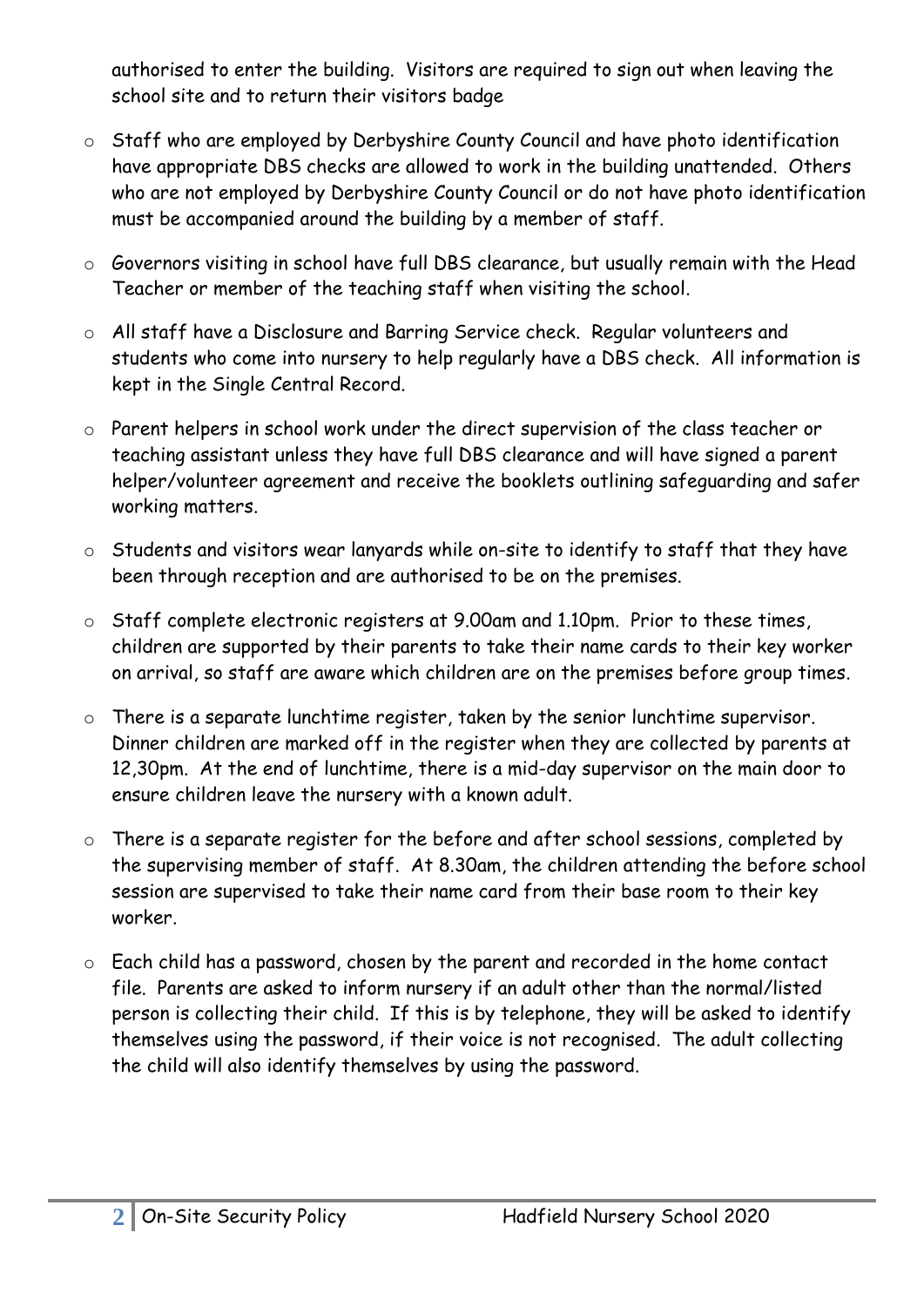authorised to enter the building. Visitors are required to sign out when leaving the school site and to return their visitors badge

- Staff who are employed by Derbyshire County Council and have photo identification have appropriate DBS checks are allowed to work in the building unattended. Others who are not employed by Derbyshire County Council or do not have photo identification must be accompanied around the building by a member of staff.
- Governors visiting in school have full DBS clearance, but usually remain with the Head Teacher or member of the teaching staff when visiting the school.
- All staff have a Disclosure and Barring Service check. Regular volunteers and students who come into nursery to help regularly have a DBS check. All information is kept in the Single Central Record.
- Parent helpers in school work under the direct supervision of the class teacher or teaching assistant unless they have full DBS clearance and will have signed a parent helper/volunteer agreement and receive the booklets outlining safeguarding and safer working matters.
- Students and visitors wear lanyards while on-site to identify to staff that they have been through reception and are authorised to be on the premises.
- Staff complete electronic registers at 9.00am and 1.10pm. Prior to these times, children are supported by their parents to take their name cards to their key worker on arrival, so staff are aware which children are on the premises before group times.
- There is a separate lunchtime register, taken by the senior lunchtime supervisor. Dinner children are marked off in the register when they are collected by parents at 12,30pm. At the end of lunchtime, there is a mid-day supervisor on the main door to ensure children leave the nursery with a known adult.
- There is a separate register for the before and after school sessions, completed by the supervising member of staff. At 8.30am, the children attending the before school session are supervised to take their name card from their base room to their key worker.
- Each child has a password, chosen by the parent and recorded in the home contact file. Parents are asked to inform nursery if an adult other than the normal/listed person is collecting their child. If this is by telephone, they will be asked to identify themselves using the password, if their voice is not recognised. The adult collecting the child will also identify themselves by using the password.